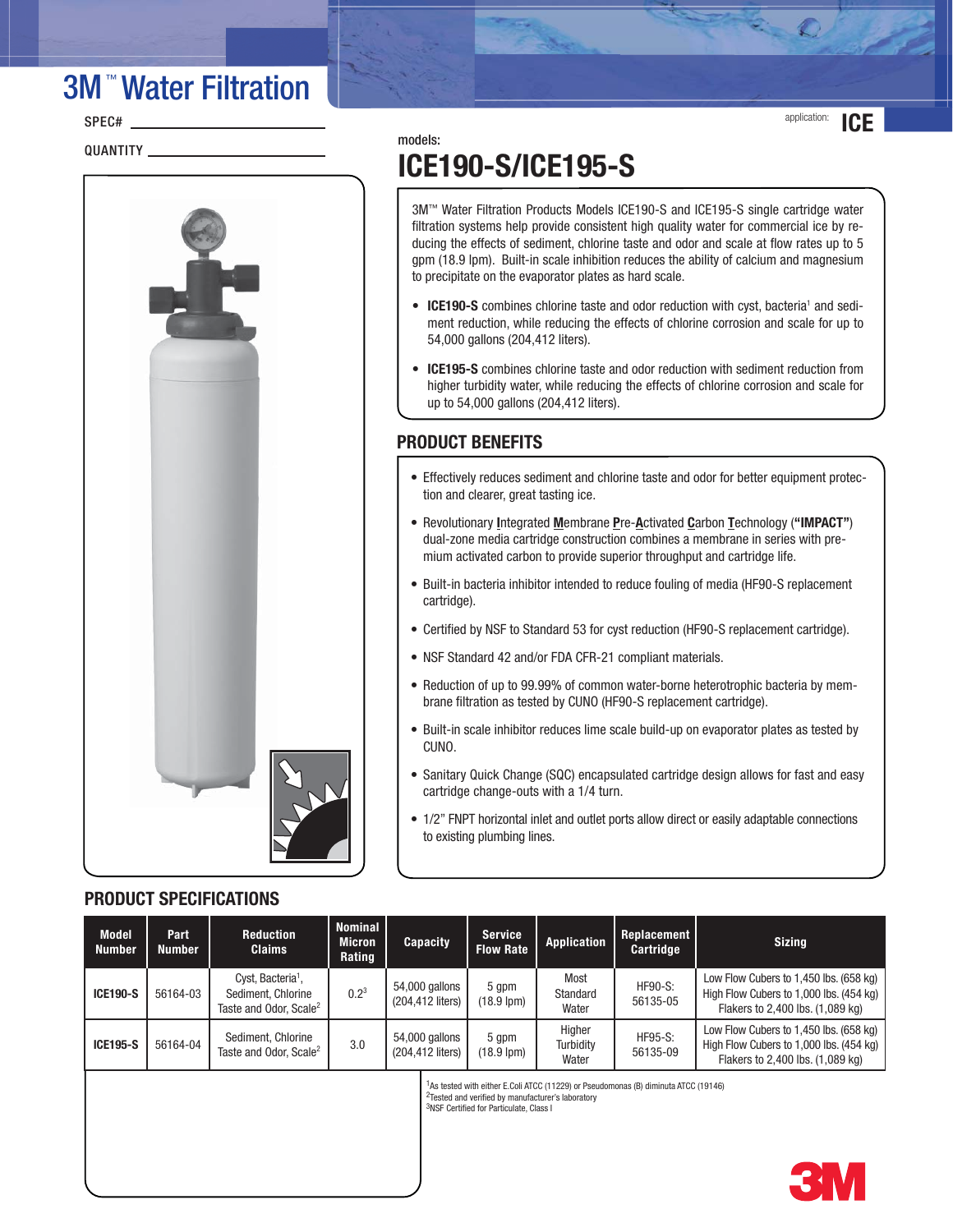# 3M™ Water Filtration

SPEC# ____________________

QUANTITY ____________________

application: **ICE**

models:

# ICE190-S/ICE195-S

3M™ Water Filtration Products Models ICE190-S and ICE195-S single cartridge water filtration systems help provide consistent high quality water for commercial ice by reducing the effects of sediment, chlorine taste and odor and scale at flow rates up to 5 gpm (18.9 lpm). Built-in scale inhibition reduces the ability of calcium and magnesium to precipitate on the evaporator plates as hard scale.

- **ICE190-S** combines chlorine taste and odor reduction with cyst, bacteria[1] and sediment reduction, while reducing the effects of chlorine corrosion and scale for up to 54,000 gallons (204,412 liters).
- **ICE195-S** combines chlorine taste and odor reduction with sediment reduction from higher turbidity water, while reducing the effects of chlorine corrosion and scale for up to 54,000 gallons (204,412 liters).

## PRODUCT BENEFITS

- Effectively reduces sediment and chlorine taste and odor for better equipment protection and clearer, great tasting ice.
- Revolutionary **I**ntegrated **M**embrane **P**re-**A**ctivated **C**arbon **T**echnology (**"IMPACT"**) dual-zone media cartridge construction combines a membrane in series with premium activated carbon to provide superior throughput and cartridge life.
- Built-in bacteria inhibitor intended to reduce fouling of media (HF90-S replacement cartridge).
- Certified by NSF to Standard 53 for cyst reduction (HF90-S replacement cartridge).
- NSF Standard 42 and/or FDA CFR-21 compliant materials.
- Reduction of up to 99.99% of common water-borne heterotrophic bacteria by membrane filtration as tested by CUNO (HF90-S replacement cartridge).
- Built-in scale inhibitor reduces lime scale build-up on evaporator plates as tested by CUNO.
- Sanitary Quick Change (SQC) encapsulated cartridge design allows for fast and easy cartridge change-outs with a 1/4 turn.
- 1/2" FNPT horizontal inlet and outlet ports allow direct or easily adaptable connections to existing plumbing lines.

## PRODUCT SPECIFICATIONS

| Model Number | Part Number | Reduction Claims | Nominal Micron Rating | Capacity | Service Flow Rate | Application | Replacement Cartridge | Sizing |
|---|---|---|---|---|---|---|---|---|
| **ICE190-S** | 56164-03 | Cyst, Bacteria[1], Sediment, Chlorine Taste and Odor, Scale[2] | 0.2[3] | 54,000 gallons (204,412 liters) | 5 gpm (18.9 lpm) | Most Standard Water | HF90-S: 56135-05 | Low Flow Cubers to 1,450 lbs. (658 kg) High Flow Cubers to 1,000 lbs. (454 kg) Flakers to 2,400 lbs. (1,089 kg) |
| **ICE195-S** | 56164-04 | Sediment, Chlorine Taste and Odor, Scale[2] | 3.0 | 54,000 gallons (204,412 liters) | 5 gpm (18.9 lpm) | Higher Turbidity Water | HF95-S: 56135-09 | Low Flow Cubers to 1,450 lbs. (658 kg) High Flow Cubers to 1,000 lbs. (454 kg) Flakers to 2,400 lbs. (1,089 kg) |

[1] As tested with either E.Coli ATCC (11229) or Pseudomonas (B) diminuta ATCC (19146)
[2] Tested and verified by manufacturer's laboratory
[3] NSF Certified for Particulate, Class I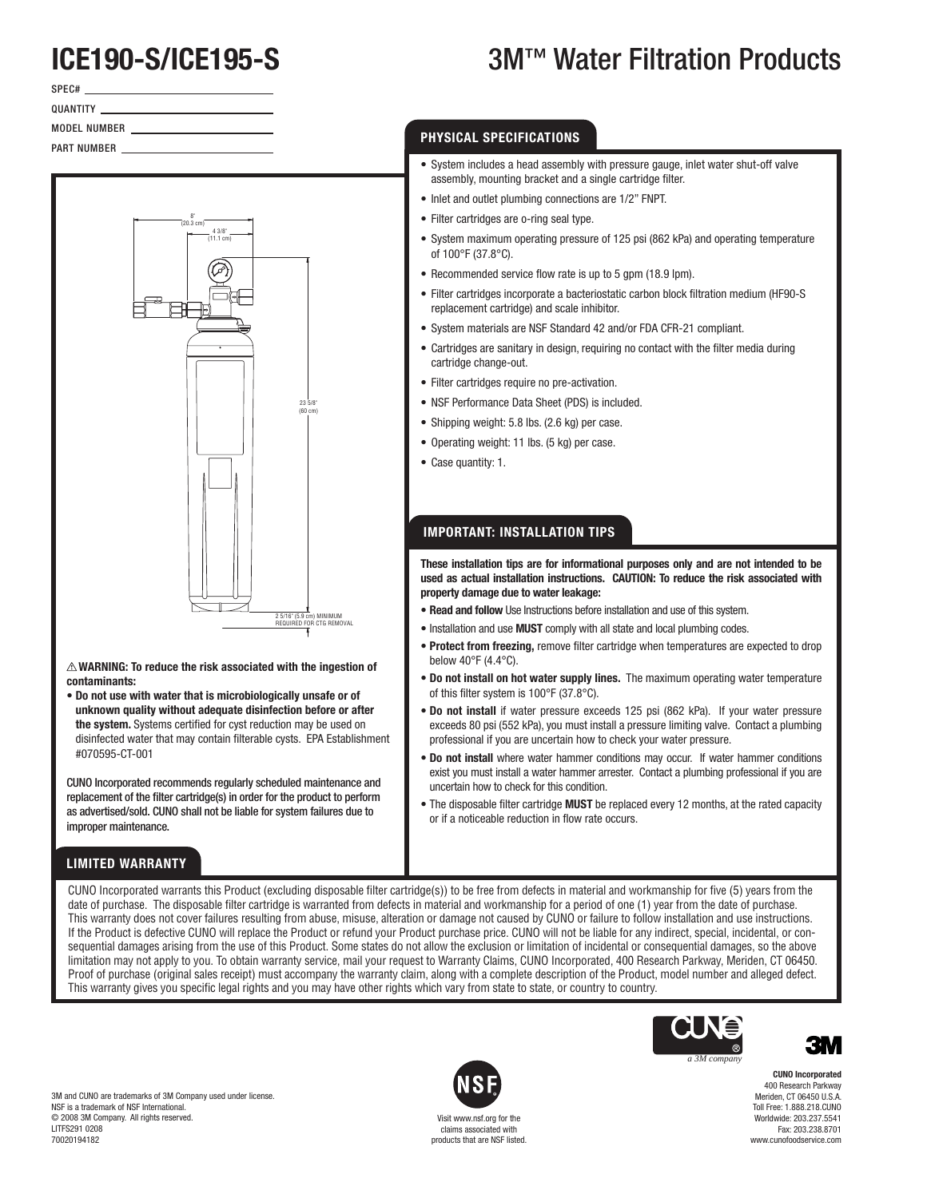# ICE190-S/ICE195-S

# 3M™ Water Filtration Products

SPEC# ______________________

QUANTITY ______________________

MODEL NUMBER ______________________

PART NUMBER ______________________

8" (20.3 cm)

4 3/8" (11.1 cm)

23 5/8" (60 cm)

2 5/16" (5.9 cm) MINIMUM REQUIRED FOR CTG REMOVAL

## PHYSICAL SPECIFICATIONS

- System includes a head assembly with pressure gauge, inlet water shut-off valve assembly, mounting bracket and a single cartridge filter.
- Inlet and outlet plumbing connections are 1/2" FNPT.
- Filter cartridges are o-ring seal type.
- System maximum operating pressure of 125 psi (862 kPa) and operating temperature of 100°F (37.8°C).
- Recommended service flow rate is up to 5 gpm (18.9 lpm).
- Filter cartridges incorporate a bacteriostatic carbon block filtration medium (HF90-S replacement cartridge) and scale inhibitor.
- System materials are NSF Standard 42 and/or FDA CFR-21 compliant.
- Cartridges are sanitary in design, requiring no contact with the filter media during cartridge change-out.
- Filter cartridges require no pre-activation.
- NSF Performance Data Sheet (PDS) is included.
- Shipping weight: 5.8 lbs. (2.6 kg) per case.
- Operating weight: 11 lbs. (5 kg) per case.
- Case quantity: 1.

## IMPORTANT: INSTALLATION TIPS

**These installation tips are for informational purposes only and are not intended to be used as actual installation instructions. CAUTION: To reduce the risk associated with property damage due to water leakage:**

- **Read and follow** Use Instructions before installation and use of this system.
- Installation and use **MUST** comply with all state and local plumbing codes.
- **Protect from freezing,** remove filter cartridge when temperatures are expected to drop below 40°F (4.4°C).
- **Do not install on hot water supply lines.** The maximum operating water temperature of this filter system is 100°F (37.8°C).
- **Do not install** if water pressure exceeds 125 psi (862 kPa). If your water pressure exceeds 80 psi (552 kPa), you must install a pressure limiting valve. Contact a plumbing professional if you are uncertain how to check your water pressure.
- **Do not install** where water hammer conditions may occur. If water hammer conditions exist you must install a water hammer arrester. Contact a plumbing professional if you are uncertain how to check for this condition.
- The disposable filter cartridge **MUST** be replaced every 12 months, at the rated capacity or if a noticeable reduction in flow rate occurs.

⚠ **WARNING: To reduce the risk associated with the ingestion of contaminants:**

- **Do not use with water that is microbiologically unsafe or of unknown quality without adequate disinfection before or after the system.** Systems certified for cyst reduction may be used on disinfected water that may contain filterable cysts. EPA Establishment #070595-CT-001

**CUNO Incorporated recommends regularly scheduled maintenance and replacement of the filter cartridge(s) in order for the product to perform as advertised/sold. CUNO shall not be liable for system failures due to improper maintenance.**

## LIMITED WARRANTY

CUNO Incorporated warrants this Product (excluding disposable filter cartridge(s)) to be free from defects in material and workmanship for five (5) years from the date of purchase. The disposable filter cartridge is warranted from defects in material and workmanship for a period of one (1) year from the date of purchase. This warranty does not cover failures resulting from abuse, misuse, alteration or damage not caused by CUNO or failure to follow installation and use instructions. If the Product is defective CUNO will replace the Product or refund your Product purchase price. CUNO will not be liable for any indirect, special, incidental, or consequential damages arising from the use of this Product. Some states do not allow the exclusion or limitation of incidental or consequential damages, so the above limitation may not apply to you. To obtain warranty service, mail your request to Warranty Claims, CUNO Incorporated, 400 Research Parkway, Meriden, CT 06450. Proof of purchase (original sales receipt) must accompany the warranty claim, along with a complete description of the Product, model number and alleged defect. This warranty gives you specific legal rights and you may have other rights which vary from state to state, or country to country.

3M and CUNO are trademarks of 3M Company used under license.
NSF is a trademark of NSF International.
© 2008 3M Company. All rights reserved.
LITFS291 0208
70020194182

Visit www.nsf.org for the claims associated with products that are NSF listed.

CUNO *a 3M company*

**CUNO Incorporated**
400 Research Parkway
Meriden, CT 06450 U.S.A.
Toll Free: 1.888.218.CUNO
Worldwide: 203.237.5541
Fax: 203.238.8701
www.cunofoodservice.com